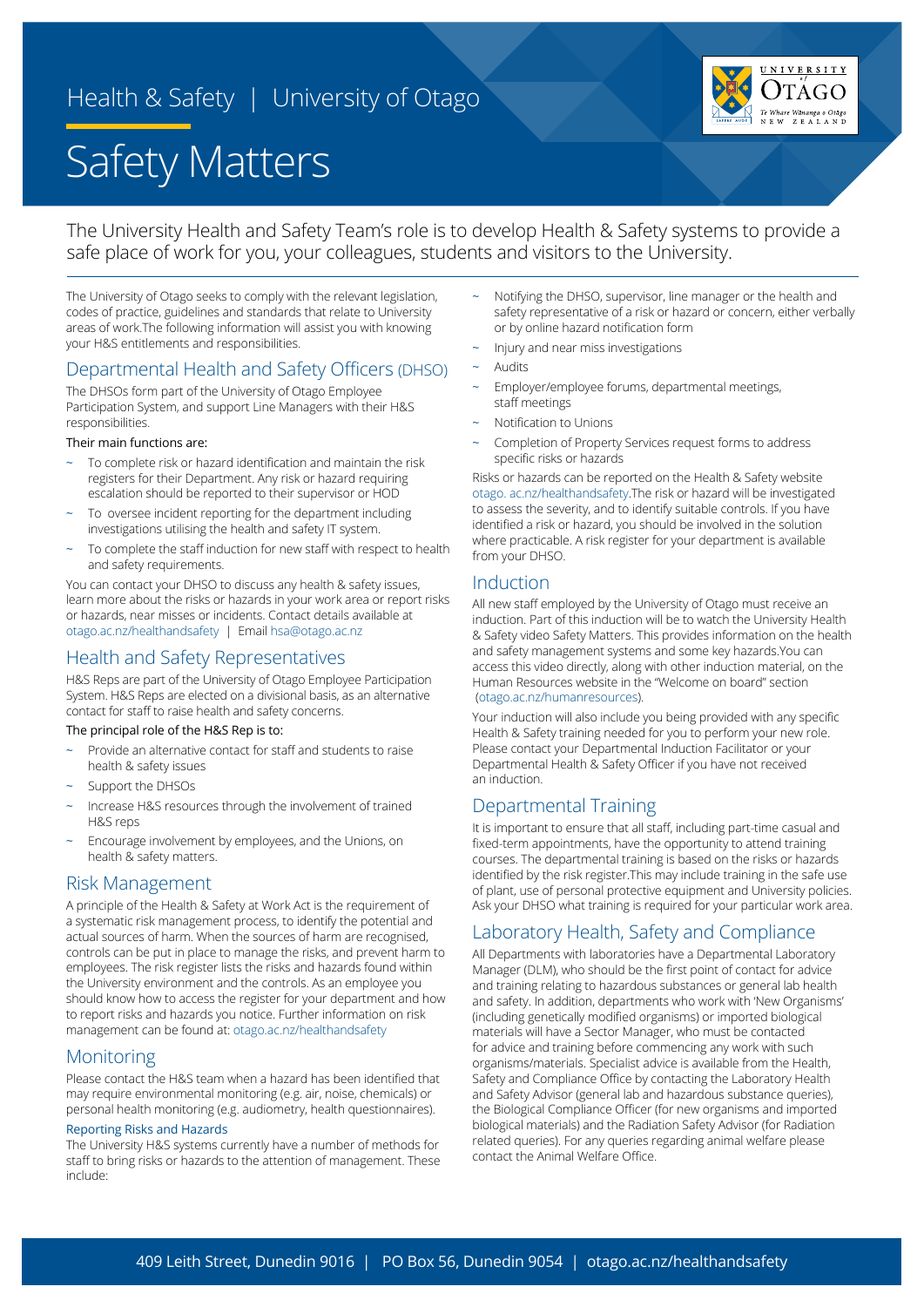Health & Safety | University of Otago

# Safety Matters

The University Health and Safety Team's role is to develop Health & Safety systems to provide a safe place of work for you, your colleagues, students and visitors to the University.

The University of Otago seeks to comply with the relevant legislation, codes of practice, guidelines and standards that relate to University areas of work.The following information will assist you with knowing your H&S entitlements and responsibilities.

## Departmental Health and Safety Officers (DHSO)

The DHSOs form part of the University of Otago Employee Participation System, and support Line Managers with their H&S responsibilities.

Their main functions are:

- To complete risk or hazard identification and maintain the risk registers for their Department. Any risk or hazard requiring escalation should be reported to their supervisor or HOD
- To oversee incident reporting for the department including investigations utilising the health and safety IT system.
- To complete the staff induction for new staff with respect to health and safety requirements.

You can contact your DHSO to discuss any health & safety issues, learn more about the risks or hazards in your work area or report risks or hazards, near misses or incidents. Contact details available at otago.ac.nz/healthandsafety | Email hsa@otago.ac.nz

## Health and Safety Representatives

H&S Reps are part of the University of Otago Employee Participation System. H&S Reps are elected on a divisional basis, as an alternative contact for staff to raise health and safety concerns.

The principal role of the H&S Rep is to:

- Provide an alternative contact for staff and students to raise health & safety issues
- Support the DHSOs
- Increase H&S resources through the involvement of trained H&S reps
- Encourage involvement by employees, and the Unions, on health & safety matters.

## Risk Management

A principle of the Health & Safety at Work Act is the requirement of a systematic risk management process, to identify the potential and actual sources of harm. When the sources of harm are recognised, controls can be put in place to manage the risks, and prevent harm to employees. The risk register lists the risks and hazards found within the University environment and the controls. As an employee you should know how to access the register for your department and how to report risks and hazards you notice. Further information on risk management can be found at: otago.ac.nz/healthandsafety

## Monitoring

Please contact the H&S team when a hazard has been identified that may require environmental monitoring (e.g. air, noise, chemicals) or personal health monitoring (e.g. audiometry, health questionnaires).

### Reporting Risks and Hazards

The University H&S systems currently have a number of methods for staff to bring risks or hazards to the attention of management. These include:

- Notifying the DHSO, supervisor, line manager or the health and safety representative of a risk or hazard or concern, either verbally or by online hazard notification form
- Injury and near miss investigations
- Audits
- Employer/employee forums, departmental meetings, staff meetings
- Notification to Unions
- Completion of Property Services request forms to address specific risks or hazards

Risks or hazards can be reported on the Health & Safety website otago. ac.nz/healthandsafety.The risk or hazard will be investigated to assess the severity, and to identify suitable controls. If you have identified a risk or hazard, you should be involved in the solution where practicable. A risk register for your department is available from your DHSO.

## Induction

All new staff employed by the University of Otago must receive an induction. Part of this induction will be to watch the University Health & Safety video Safety Matters. This provides information on the health and safety management systems and some key hazards.You can access this video directly, along with other induction material, on the Human Resources website in the "Welcome on board" section (otago.ac.nz/humanresources).

Your induction will also include you being provided with any specific Health & Safety training needed for you to perform your new role. Please contact your Departmental Induction Facilitator or your Departmental Health & Safety Officer if you have not received an induction.

## Departmental Training

It is important to ensure that all staff, including part-time casual and fixed-term appointments, have the opportunity to attend training courses. The departmental training is based on the risks or hazards identified by the risk register.This may include training in the safe use of plant, use of personal protective equipment and University policies. Ask your DHSO what training is required for your particular work area.

## Laboratory Health, Safety and Compliance

All Departments with laboratories have a Departmental Laboratory Manager (DLM), who should be the first point of contact for advice and training relating to hazardous substances or general lab health and safety. In addition, departments who work with 'New Organisms' (including genetically modified organisms) or imported biological materials will have a Sector Manager, who must be contacted for advice and training before commencing any work with such organisms/materials. Specialist advice is available from the Health, Safety and Compliance Office by contacting the Laboratory Health and Safety Advisor (general lab and hazardous substance queries), the Biological Compliance Officer (for new organisms and imported biological materials) and the Radiation Safety Advisor (for Radiation related queries). For any queries regarding animal welfare please contact the Animal Welfare Office.

409 Leith Street, Dunedin 9016 | PO Box 56, Dunedin 9054 | otago.ac.nz/healthandsafety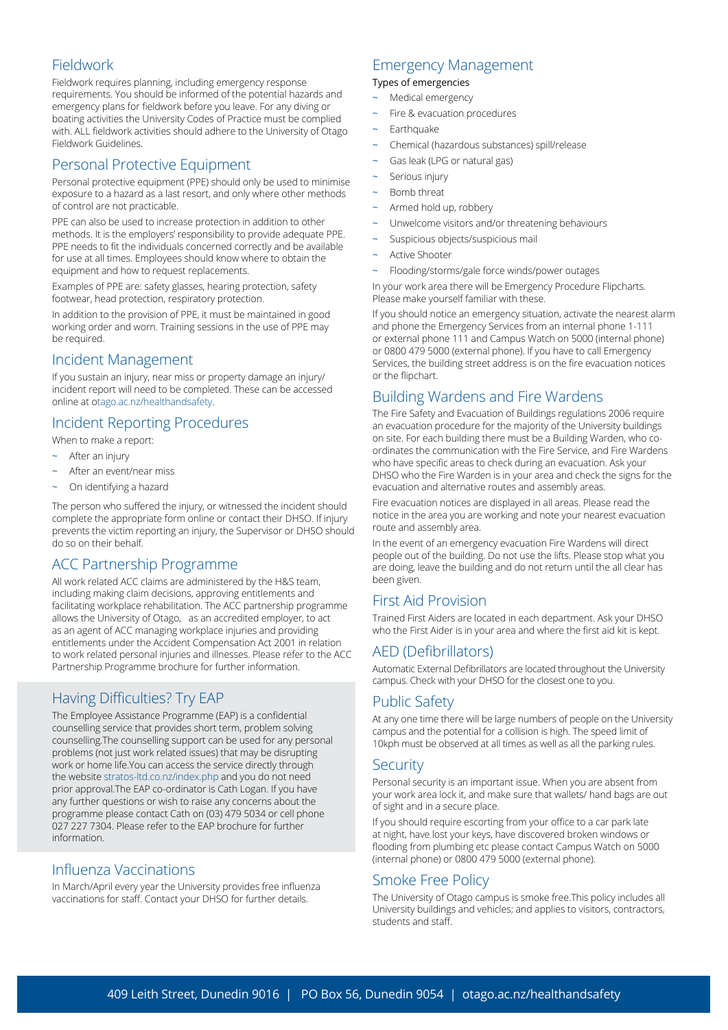## Fieldwork

Fieldwork requires planning, including emergency response requirements. You should be informed of the potential hazards and emergency plans for fieldwork before you leave. For any diving or boating activities the University Codes of Practice must be complied with. ALL fieldwork activities should adhere to the University of Otago Fieldwork Guidelines.

## Personal Protective Equipment

Personal protective equipment (PPE) should only be used to minimise exposure to a hazard as a last resort, and only where other methods of control are not practicable.

PPE can also be used to increase protection in addition to other methods. It is the employers' responsibility to provide adequate PPE. PPE needs to fit the individuals concerned correctly and be available for use at all times. Employees should know where to obtain the equipment and how to request replacements.

Examples of PPE are: safety glasses, hearing protection, safety footwear, head protection, respiratory protection.

In addition to the provision of PPE, it must be maintained in good working order and worn. Training sessions in the use of PPE may be required.

## Incident Management

If you sustain an injury, near miss or property damage an injury/incident report will need to be completed. These can be accessed online at otago.ac.nz/healthandsafety.

## Incident Reporting Procedures

When to make a report:

- After an injury
- After an event/near miss
- On identifying a hazard

The person who suffered the injury, or witnessed the incident should complete the appropriate form online or contact their DHSO. If injury prevents the victim reporting an injury, the Supervisor or DHSO should do so on their behalf.

## ACC Partnership Programme

All work related ACC claims are administered by the H&S team, including making claim decisions, approving entitlements and facilitating workplace rehabilitation. The ACC partnership programme allows the University of Otago, as an accredited employer, to act as an agent of ACC managing workplace injuries and providing entitlements under the Accident Compensation Act 2001 in relation to work related personal injuries and illnesses. Please refer to the ACC Partnership Programme brochure for further information.

## Having Difficulties? Try EAP

The Employee Assistance Programme (EAP) is a confidential counselling service that provides short term, problem solving counselling.The counselling support can be used for any personal problems (not just work related issues) that may be disrupting work or home life.You can access the service directly through the website stratos-ltd.co.nz/index.php and you do not need prior approval.The EAP co-ordinator is Cath Logan. If you have any further questions or wish to raise any concerns about the programme please contact Cath on (03) 479 5034 or cell phone 027 227 7304. Please refer to the EAP brochure for further information.

## Influenza Vaccinations

In March/April every year the University provides free influenza vaccinations for staff. Contact your DHSO for further details.

## Emergency Management

Types of emergencies

- Medical emergency
- Fire & evacuation procedures
- Earthquake
- Chemical (hazardous substances) spill/release
- Gas leak (LPG or natural gas)
- Serious injury
- Bomb threat
- Armed hold up, robbery
- Unwelcome visitors and/or threatening behaviours
- Suspicious objects/suspicious mail
- Active Shooter
- Flooding/storms/gale force winds/power outages

In your work area there will be Emergency Procedure Flipcharts. Please make yourself familiar with these.

If you should notice an emergency situation, activate the nearest alarm and phone the Emergency Services from an internal phone 1-111 or external phone 111 and Campus Watch on 5000 (internal phone) or 0800 479 5000 (external phone). If you have to call Emergency Services, the building street address is on the fire evacuation notices or the flipchart.

## Building Wardens and Fire Wardens

The Fire Safety and Evacuation of Buildings regulations 2006 require an evacuation procedure for the majority of the University buildings on site. For each building there must be a Building Warden, who co-ordinates the communication with the Fire Service, and Fire Wardens who have specific areas to check during an evacuation. Ask your DHSO who the Fire Warden is in your area and check the signs for the evacuation and alternative routes and assembly areas.

Fire evacuation notices are displayed in all areas. Please read the notice in the area you are working and note your nearest evacuation route and assembly area.

In the event of an emergency evacuation Fire Wardens will direct people out of the building. Do not use the lifts. Please stop what you are doing, leave the building and do not return until the all clear has been given.

## First Aid Provision

Trained First Aiders are located in each department. Ask your DHSO who the First Aider is in your area and where the first aid kit is kept.

## AED (Defibrillators)

Automatic External Defibrillators are located throughout the University campus. Check with your DHSO for the closest one to you.

## Public Safety

At any one time there will be large numbers of people on the University campus and the potential for a collision is high. The speed limit of 10kph must be observed at all times as well as all the parking rules.

## Security

Personal security is an important issue. When you are absent from your work area lock it, and make sure that wallets/ hand bags are out of sight and in a secure place.

If you should require escorting from your office to a car park late at night, have lost your keys, have discovered broken windows or flooding from plumbing etc please contact Campus Watch on 5000 (internal phone) or 0800 479 5000 (external phone).

## Smoke Free Policy

The University of Otago campus is smoke free.This policy includes all University buildings and vehicles; and applies to visitors, contractors, students and staff.

409 Leith Street, Dunedin 9016 | PO Box 56, Dunedin 9054 | otago.ac.nz/healthandsafety